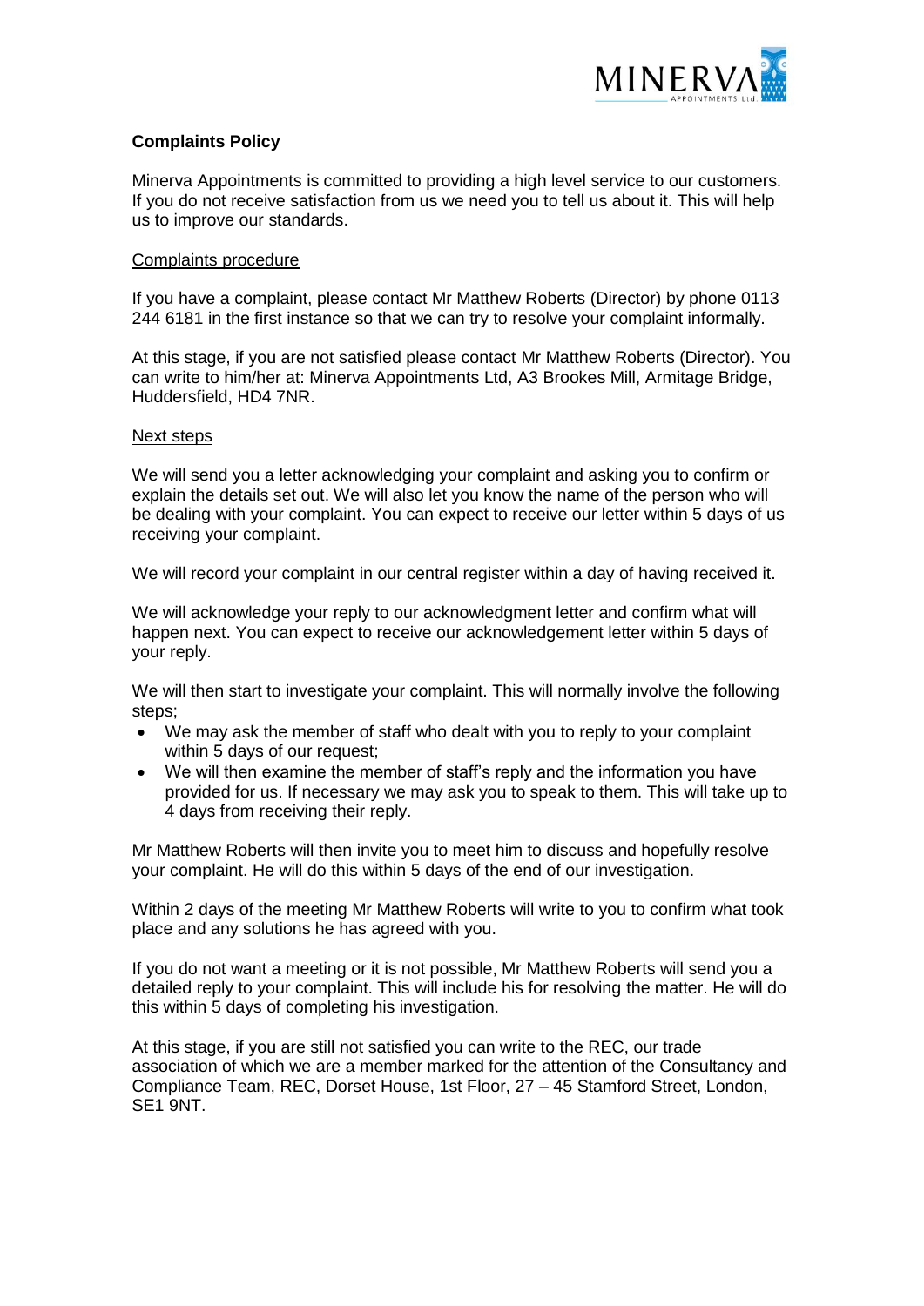**Complaints Policy**

Minerva Appointments is committed to providing a high level service to our customers. If you do not receive satisfaction from us we need you to tell us about it. This will help us to improve our standards.

Complaints procedure

If you have a complaint, please contact Mr Matthew Roberts (Director) by phone 0113 244 6181 in the first instance so that we can try to resolve your complaint informally.

At this stage, if you are not satisfied please contact Mr Matthew Roberts (Director). You can write to him/her at: Minerva Appointments Ltd, A3 Brookes Mill, Armitage Bridge, Huddersfield, HD4 7NR.

Next steps

We will send you a letter acknowledging your complaint and asking you to confirm or explain the details set out. We will also let you know the name of the person who will be dealing with your complaint. You can expect to receive our letter within 5 days of us receiving your complaint.

We will record your complaint in our central register within a day of having received it.

We will acknowledge your reply to our acknowledgment letter and confirm what will happen next. You can expect to receive our acknowledgement letter within 5 days of your reply.

We will then start to investigate your complaint. This will normally involve the following steps;

- We may ask the member of staff who dealt with you to reply to your complaint within 5 days of our request;
- We will then examine the member of staff's reply and the information you have provided for us. If necessary we may ask you to speak to them. This will take up to 4 days from receiving their reply.

Mr Matthew Roberts will then invite you to meet him to discuss and hopefully resolve your complaint. He will do this within 5 days of the end of our investigation.

Within 2 days of the meeting Mr Matthew Roberts will write to you to confirm what took place and any solutions he has agreed with you.

If you do not want a meeting or it is not possible, Mr Matthew Roberts will send you a detailed reply to your complaint. This will include his for resolving the matter. He will do this within 5 days of completing his investigation.

At this stage, if you are still not satisfied you can write to the REC, our trade association of which we are a member marked for the attention of the Consultancy and Compliance Team, REC, Dorset House, 1st Floor, 27 – 45 Stamford Street, London, SE1 9NT.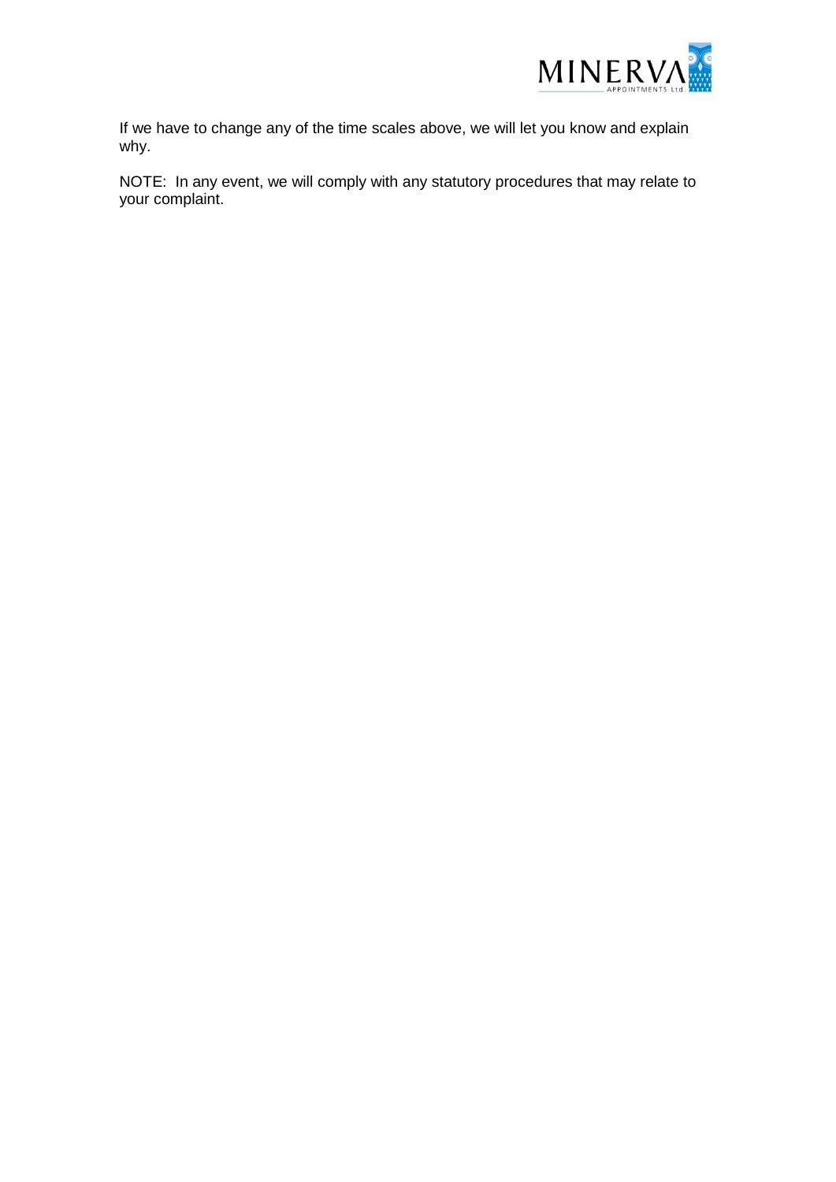If we have to change any of the time scales above, we will let you know and explain why.

NOTE: In any event, we will comply with any statutory procedures that may relate to your complaint.